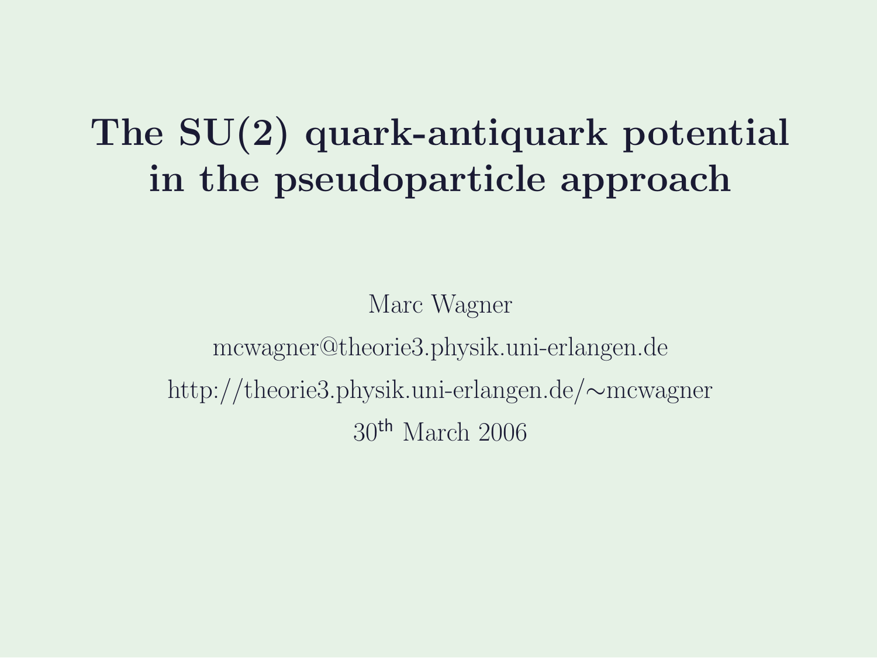# The SU(2) quark-antiquark potential in the pseudoparticle approach

Marc Wagner

mcwagner@theorie3.physik.uni-erlangen.de

http://theorie3.physik.uni-erlangen.de/∼mcwagner

30th March 2006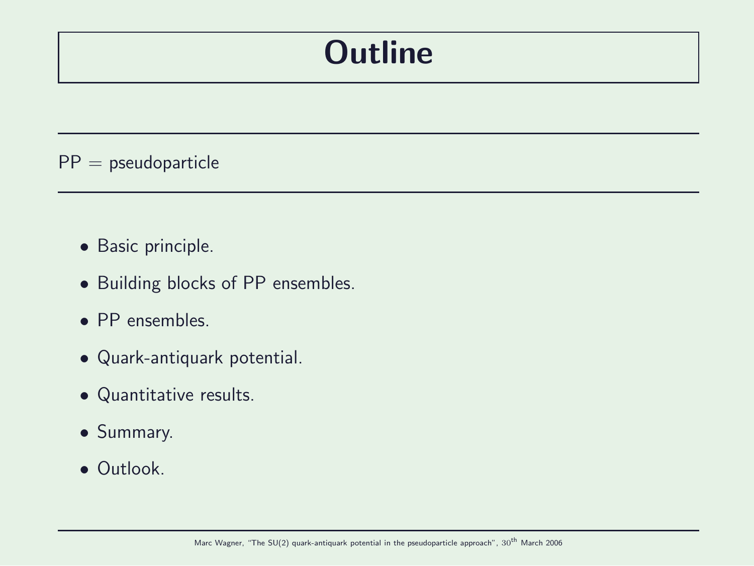# Outline

PP = pseudoparticle

- Basic principle.
- Building blocks of PP ensembles.
- PP ensembles.
- Quark-antiquark potential.
- Quantitative results.
- Summary.
- Outlook.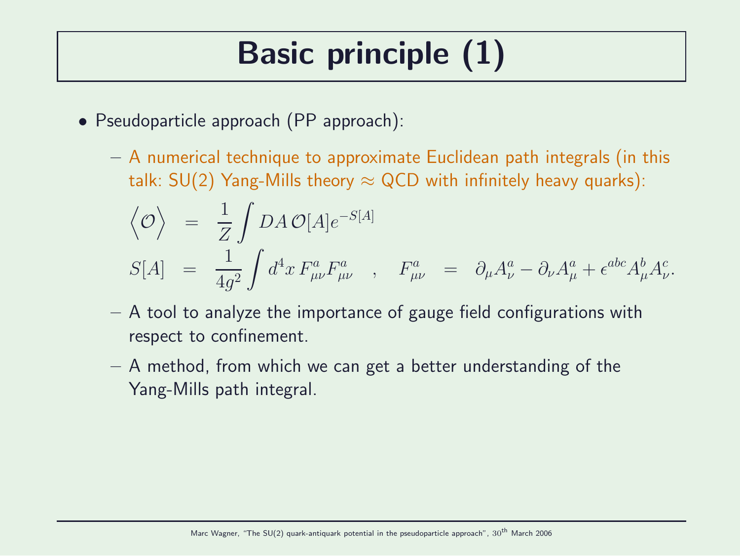# Basic principle (1)

- Pseudoparticle approach (PP approach):
  - A numerical technique to approximate Euclidean path integrals (in this talk: SU(2) Yang-Mills theory $\approx$ QCD with infinitely heavy quarks):

$$\Big\langle \mathcal{O} \Big\rangle = \frac{1}{Z} \int DA \, \mathcal{O}[A] e^{-S[A]}$$

$$S[A] = \frac{1}{4g^2} \int d^4x \, F^a_{\mu\nu} F^a_{\mu\nu} \quad , \quad F^a_{\mu\nu} = \partial_\mu A^a_\nu - \partial_\nu A^a_\mu + \epsilon^{abc} A^b_\mu A^c_\nu.$$

  - A tool to analyze the importance of gauge field configurations with respect to confinement.
  - A method, from which we can get a better understanding of the Yang-Mills path integral.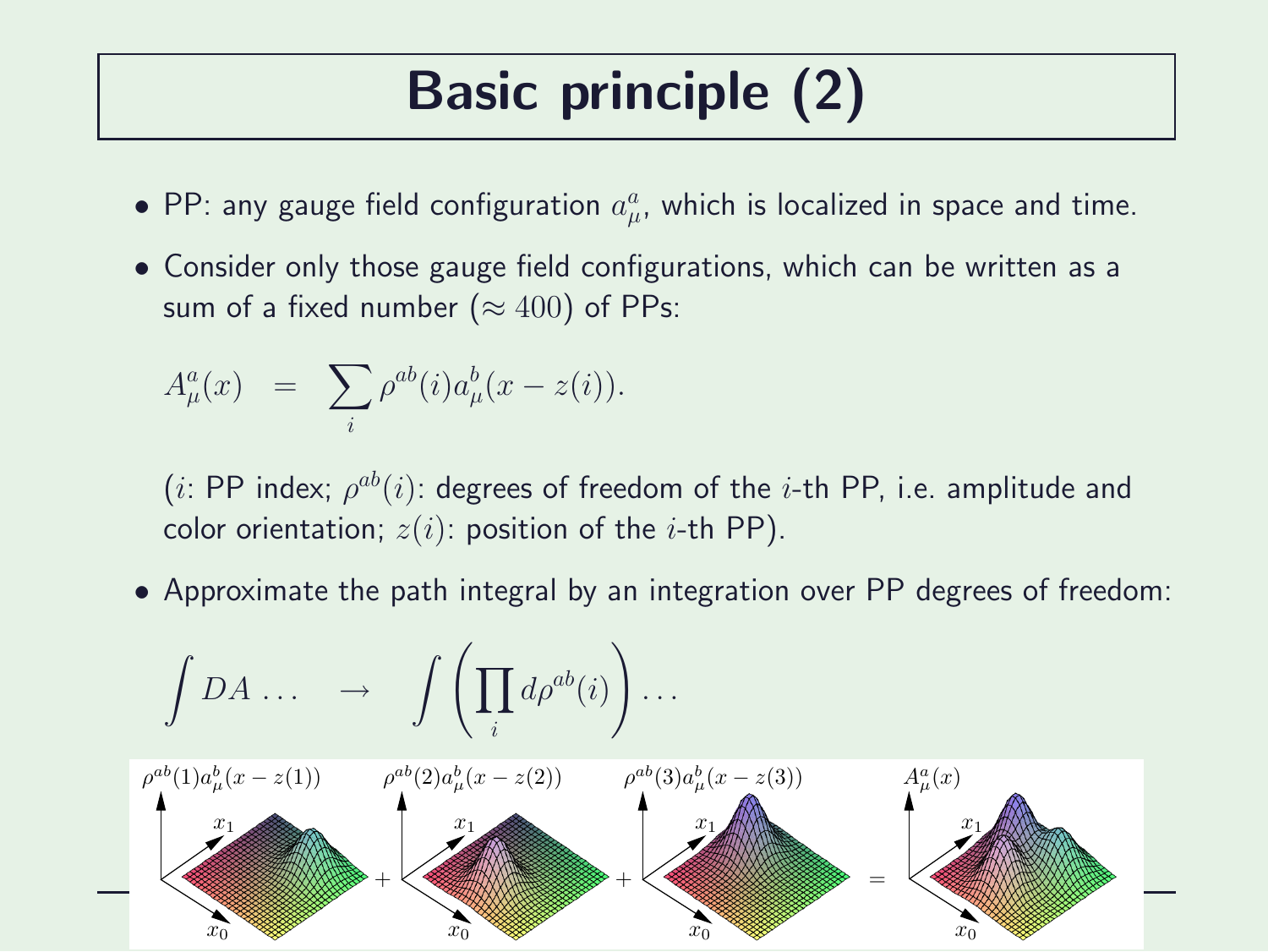# Basic principle (2)

- PP: any gauge field configuration $a_\mu^a$, which is localized in space and time.
- Consider only those gauge field configurations, which can be written as a sum of a fixed number ($\approx 400$) of PPs:

$$A_\mu^a(x) \;\; = \;\; \sum_i \rho^{ab}(i) a_\mu^b(x - z(i)).$$

($i$: PP index; $\rho^{ab}(i)$: degrees of freedom of the $i$-th PP, i.e. amplitude and color orientation; $z(i)$: position of the $i$-th PP).

- Approximate the path integral by an integration over PP degrees of freedom:

$$\int DA \ldots \quad \rightarrow \quad \int \left(\prod_i d\rho^{ab}(i)\right) \ldots$$

$\rho^{ab}(1) a_\mu^b(x - z(1))$ + $\rho^{ab}(2) a_\mu^b(x - z(2))$ + $\rho^{ab}(3) a_\mu^b(x - z(3))$ = $A_\mu^a(x)$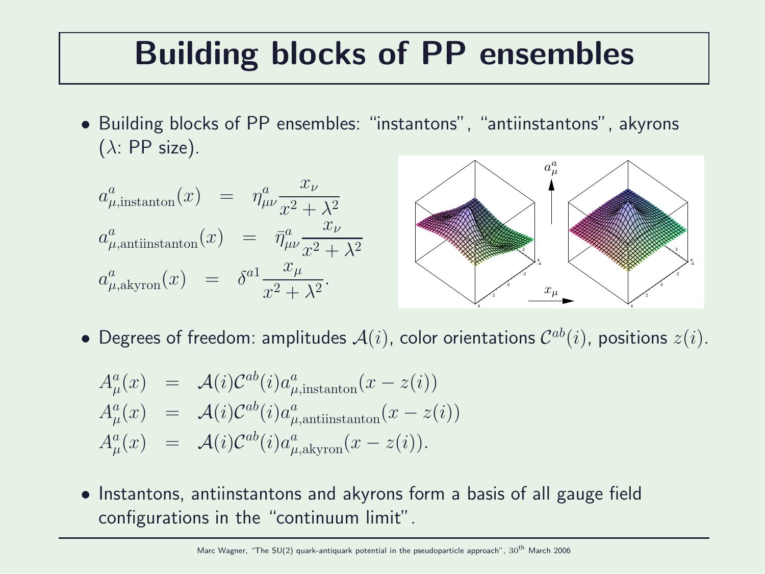# Building blocks of PP ensembles

- Building blocks of PP ensembles: "instantons", "antiinstantons", akyrons ($\lambda$: PP size).

$$
\begin{aligned}
a^a_{\mu,\mathrm{instanton}}(x) &= \eta^a_{\mu\nu}\frac{x_\nu}{x^2+\lambda^2} \\
a^a_{\mu,\mathrm{antiinstanton}}(x) &= \bar{\eta}^a_{\mu\nu}\frac{x_\nu}{x^2+\lambda^2} \\
a^a_{\mu,\mathrm{akyron}}(x) &= \delta^{a1}\frac{x_\mu}{x^2+\lambda^2}.
\end{aligned}
$$

- Degrees of freedom: amplitudes $\mathcal{A}(i)$, color orientations $\mathcal{C}^{ab}(i)$, positions $z(i)$.

$$
\begin{aligned}
A^a_\mu(x) &= \mathcal{A}(i)\mathcal{C}^{ab}(i)a^a_{\mu,\mathrm{instanton}}(x-z(i)) \\
A^a_\mu(x) &= \mathcal{A}(i)\mathcal{C}^{ab}(i)a^a_{\mu,\mathrm{antiinstanton}}(x-z(i)) \\
A^a_\mu(x) &= \mathcal{A}(i)\mathcal{C}^{ab}(i)a^a_{\mu,\mathrm{akyron}}(x-z(i)).
\end{aligned}
$$

- Instantons, antiinstantons and akyrons form a basis of all gauge field configurations in the "continuum limit".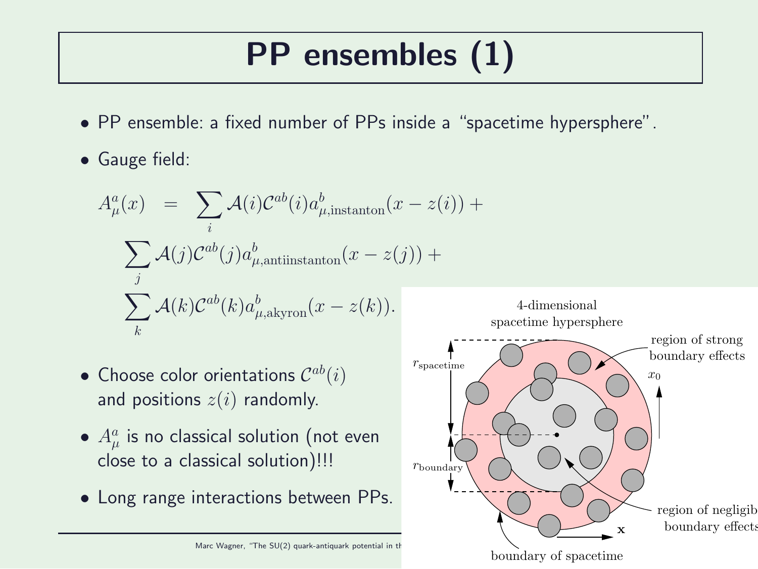# PP ensembles (1)

- PP ensemble: a fixed number of PPs inside a "spacetime hypersphere".
- Gauge field:

$$
\begin{aligned}
A^a_\mu(x) \;\; = \;\; & \sum_i \mathcal{A}(i)\mathcal{C}^{ab}(i) a^b_{\mu,\text{instanton}}(x - z(i)) + \\
& \sum_j \mathcal{A}(j)\mathcal{C}^{ab}(j) a^b_{\mu,\text{antiinstanton}}(x - z(j)) + \\
& \sum_k \mathcal{A}(k)\mathcal{C}^{ab}(k) a^b_{\mu,\text{akyron}}(x - z(k)).
\end{aligned}
$$

- Choose color orientations $\mathcal{C}^{ab}(i)$ and positions $z(i)$ randomly.
- $A^a_\mu$ is no classical solution (not even close to a classical solution)!!!
- Long range interactions between PPs.

4-dimensional spacetime hypersphere

region of strong boundary effects

$x_0$

$r_{\text{spacetime}}$

$r_{\text{boundary}}$

region of negligible boundary effects

$\mathbf{x}$

boundary of spacetime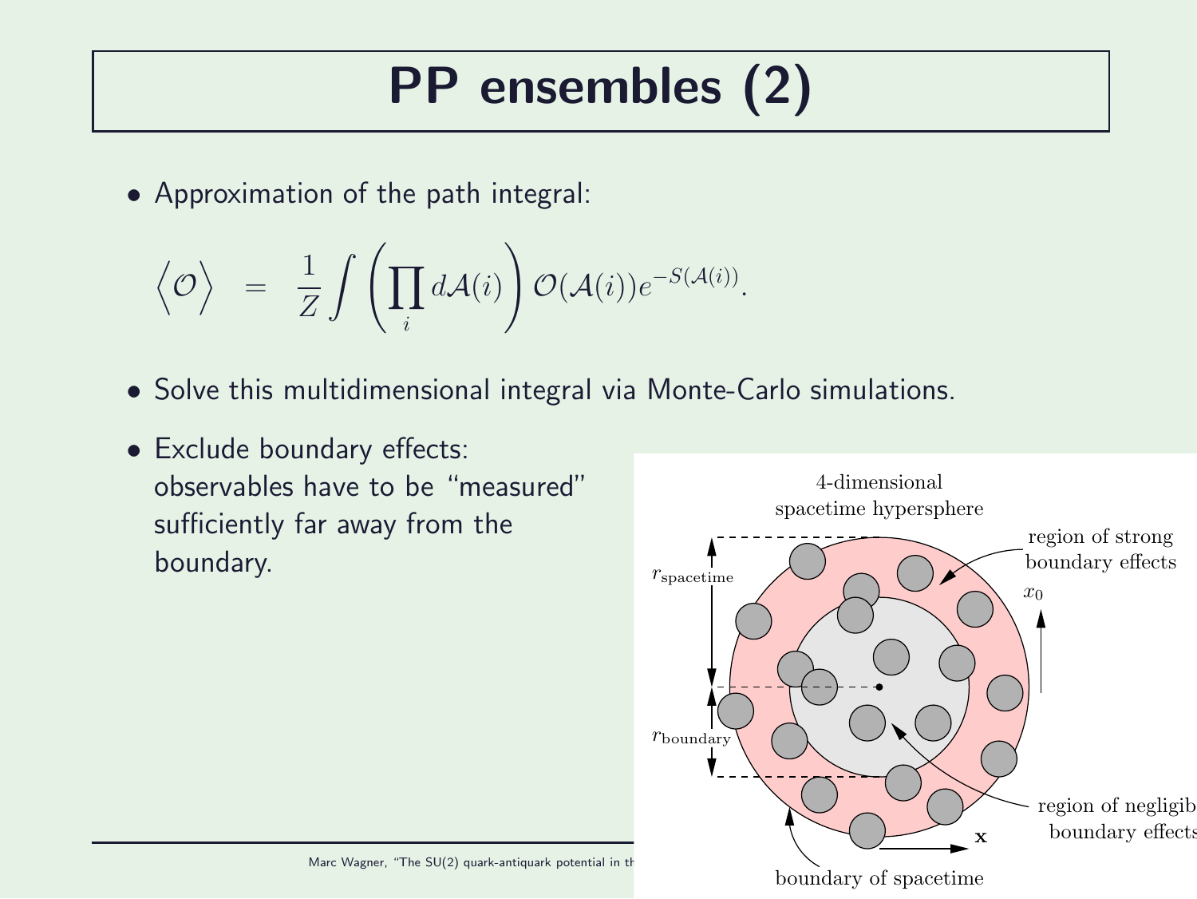# PP ensembles (2)

- Approximation of the path integral:

$$\left\langle \mathcal{O} \right\rangle = \frac{1}{Z} \int \left( \prod_i d\mathcal{A}(i) \right) \mathcal{O}(\mathcal{A}(i)) e^{-S(\mathcal{A}(i))}.$$

- Solve this multidimensional integral via Monte-Carlo simulations.
- Exclude boundary effects: observables have to be "measured" sufficiently far away from the boundary.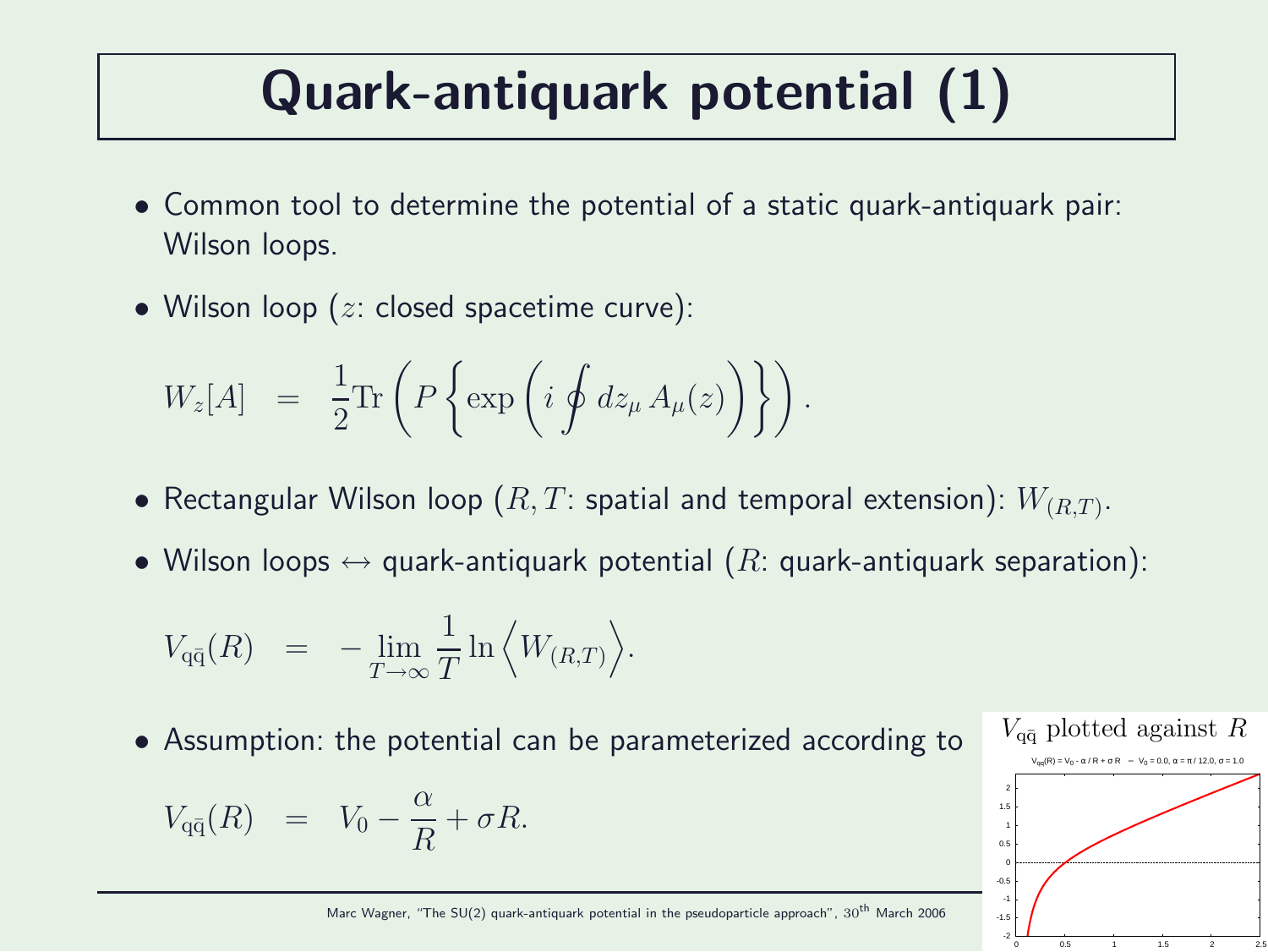# Quark-antiquark potential (1)

- Common tool to determine the potential of a static quark-antiquark pair: Wilson loops.
- Wilson loop ($z$: closed spacetime curve):

$$W_z[A] \;\; = \;\; \frac{1}{2}\mathrm{Tr}\left(P\left\{\exp\left(i\oint dz_\mu\, A_\mu(z)\right)\right\}\right).$$

- Rectangular Wilson loop ($R, T$: spatial and temporal extension): $W_{(R,T)}$.
- Wilson loops $\leftrightarrow$ quark-antiquark potential ($R$: quark-antiquark separation):

$$V_{\mathrm{q\bar{q}}}(R) \;\; = \;\; -\lim_{T\to\infty}\frac{1}{T}\ln\Big\langle W_{(R,T)}\Big\rangle.$$

- Assumption: the potential can be parameterized according to

$$V_{\mathrm{q\bar{q}}}(R) \;\; = \;\; V_0 - \frac{\alpha}{R} + \sigma R.$$

$V_{\mathrm{q\bar{q}}}$ plotted against $R$

$V_{q\bar{q}}(R) = V_0 - \alpha / R + \sigma R$ – $V_0 = 0.0$, $\alpha = \pi / 12.0$, $\sigma = 1.0$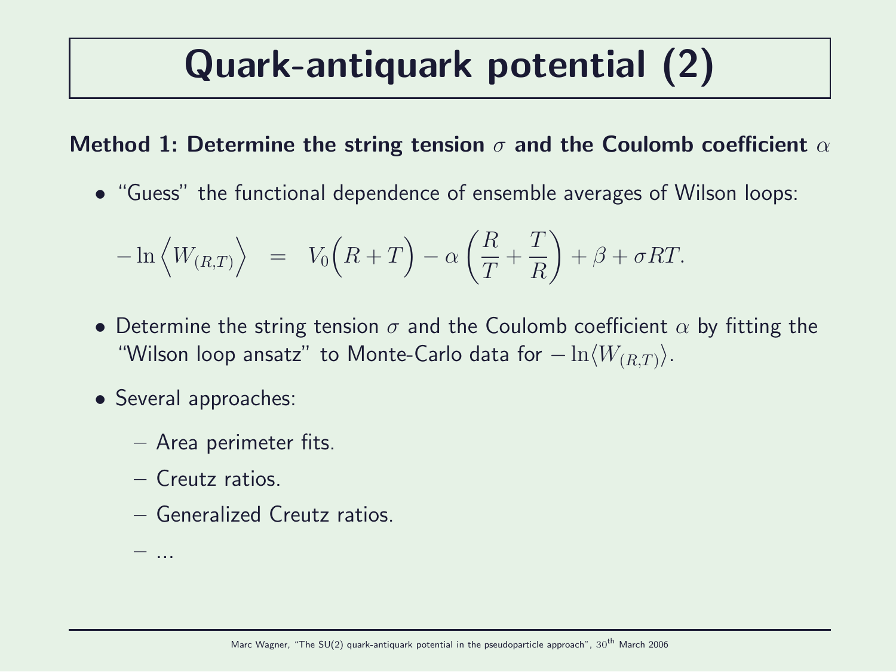# Quark-antiquark potential (2)

**Method 1: Determine the string tension $\sigma$ and the Coulomb coefficient $\alpha$**

- "Guess" the functional dependence of ensemble averages of Wilson loops:

$$-\ln \Big\langle W_{(R,T)} \Big\rangle \quad = \quad V_0 \Big( R + T \Big) - \alpha \left( \frac{R}{T} + \frac{T}{R} \right) + \beta + \sigma R T.$$

- Determine the string tension $\sigma$ and the Coulomb coefficient $\alpha$ by fitting the "Wilson loop ansatz" to Monte-Carlo data for $-\ln\langle W_{(R,T)}\rangle$.

- Several approaches:
  - Area perimeter fits.
  - Creutz ratios.
  - Generalized Creutz ratios.
  - ...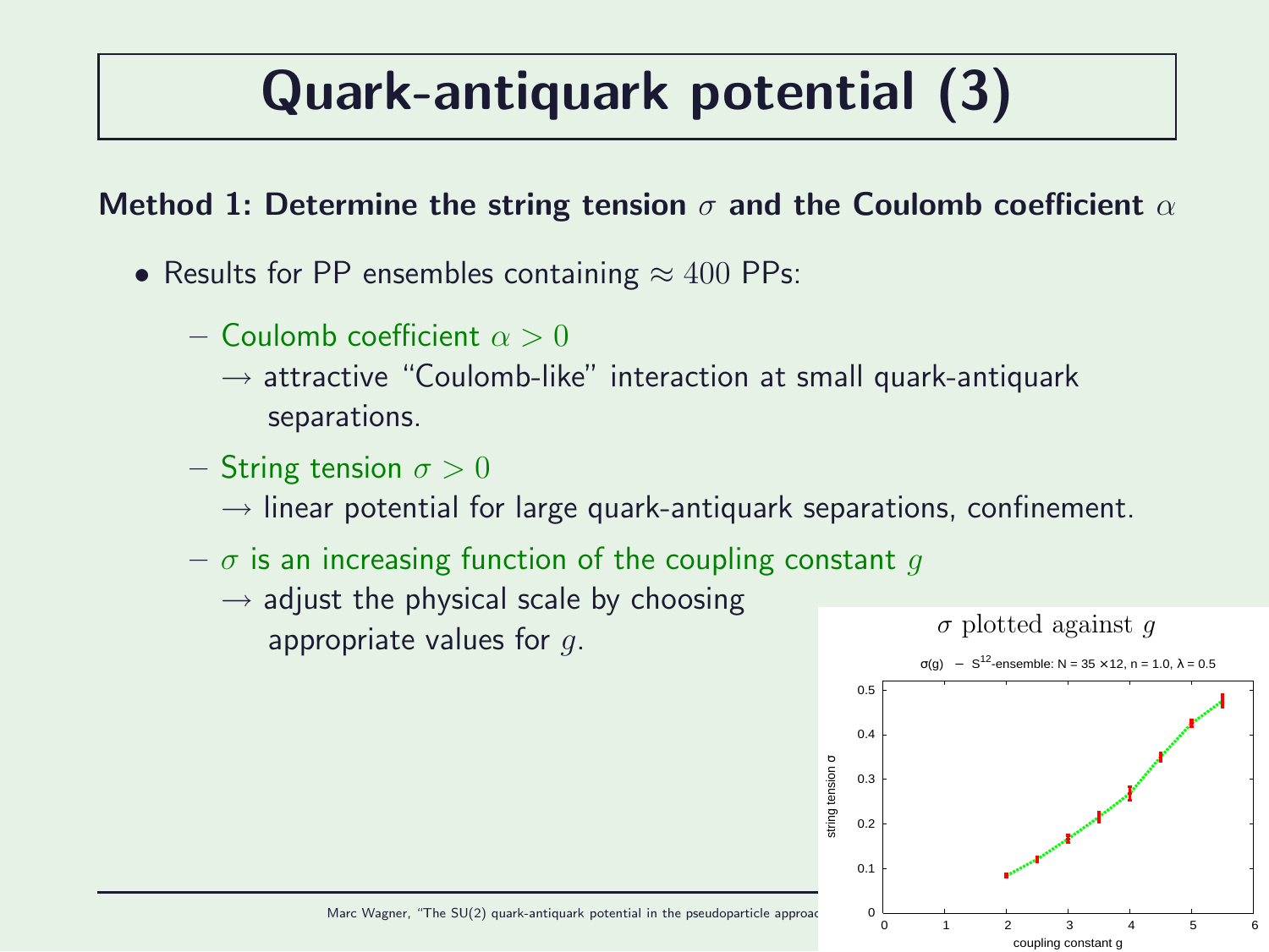# Quark-antiquark potential (3)

**Method 1: Determine the string tension $\sigma$ and the Coulomb coefficient $\alpha$**

- Results for PP ensembles containing $\approx 400$ PPs:
  - Coulomb coefficient $\alpha > 0$
    
    $\rightarrow$ attractive "Coulomb-like" interaction at small quark-antiquark separations.
  - String tension $\sigma > 0$
    
    $\rightarrow$ linear potential for large quark-antiquark separations, confinement.
  - $\sigma$ is an increasing function of the coupling constant $g$
    
    $\rightarrow$ adjust the physical scale by choosing appropriate values for $g$.

$\sigma$ plotted against $g$

$\sigma(g)$ – $S^{12}$-ensemble: N = 35 × 12, n = 1.0, $\lambda$ = 0.5

(Plot: string tension $\sigma$ vs. coupling constant $g$)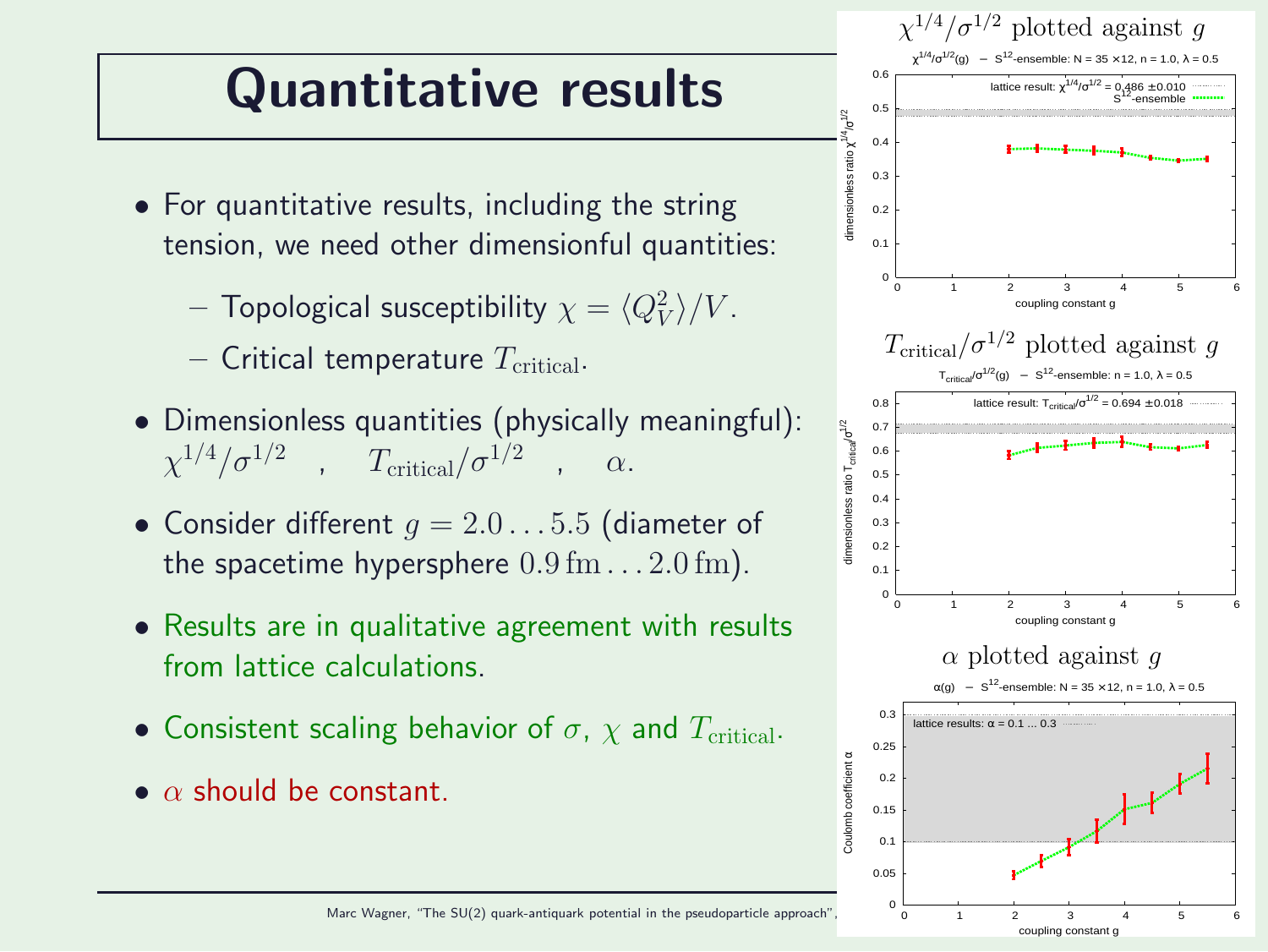# Quantitative results

- For quantitative results, including the string tension, we need other dimensionful quantities:
  - Topological susceptibility $\chi = \langle Q_V^2 \rangle / V$.
  - Critical temperature $T_{\mathrm{critical}}$.
- Dimensionless quantities (physically meaningful): $\chi^{1/4}/\sigma^{1/2}$ , $T_{\mathrm{critical}}/\sigma^{1/2}$ , $\alpha$.
- Consider different $g = 2.0 \ldots 5.5$ (diameter of the spacetime hypersphere $0.9\,\mathrm{fm} \ldots 2.0\,\mathrm{fm}$).
- Results are in qualitative agreement with results from lattice calculations.
- Consistent scaling behavior of $\sigma$, $\chi$ and $T_{\mathrm{critical}}$.
- $\alpha$ should be constant.

$\chi^{1/4}/\sigma^{1/2}$ plotted against $g$

$T_{\mathrm{critical}}/\sigma^{1/2}$ plotted against $g$

$\alpha$ plotted against $g$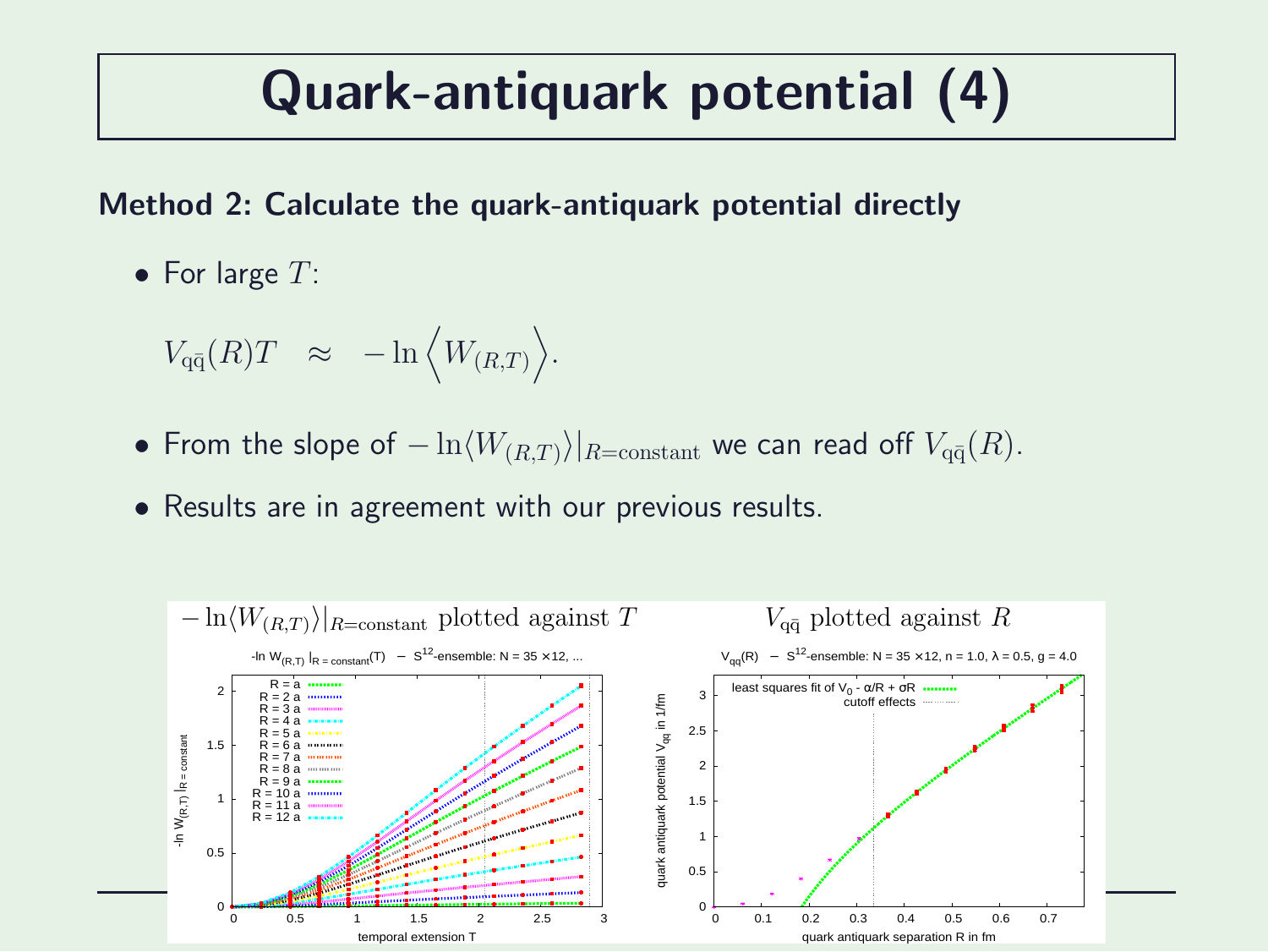# Quark-antiquark potential (4)

**Method 2: Calculate the quark-antiquark potential directly**

- For large $T$:

$$V_{q\bar{q}}(R)T \quad \approx \quad -\ln\Big\langle W_{(R,T)}\Big\rangle.$$

- From the slope of $-\ln\langle W_{(R,T)}\rangle|_{R=\text{constant}}$ we can read off $V_{q\bar{q}}(R)$.
- Results are in agreement with our previous results.

$-\ln\langle W_{(R,T)}\rangle|_{R=\text{constant}}$ plotted against $T$

$V_{q\bar{q}}$ plotted against $R$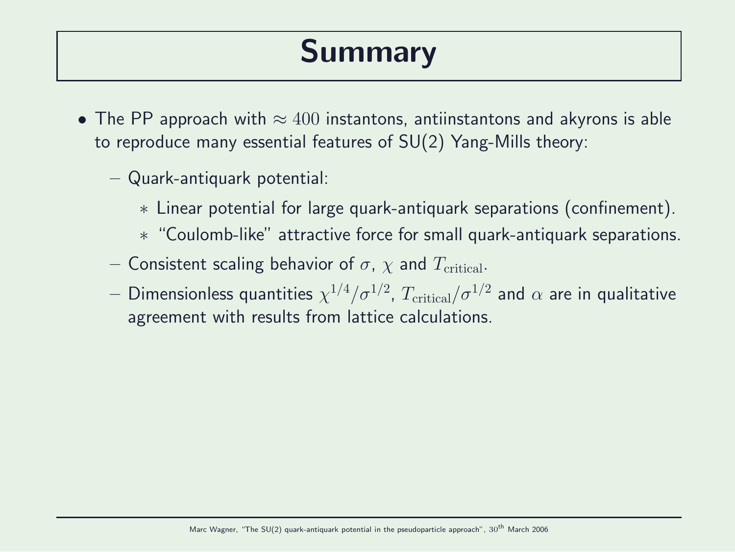# Summary

- The PP approach with $\approx 400$ instantons, antiinstantons and akyrons is able to reproduce many essential features of SU(2) Yang-Mills theory:
  - Quark-antiquark potential:
    - Linear potential for large quark-antiquark separations (confinement).
    - "Coulomb-like" attractive force for small quark-antiquark separations.
  - Consistent scaling behavior of $\sigma$, $\chi$ and $T_{\mathrm{critical}}$.
  - Dimensionless quantities $\chi^{1/4}/\sigma^{1/2}$, $T_{\mathrm{critical}}/\sigma^{1/2}$ and $\alpha$ are in qualitative agreement with results from lattice calculations.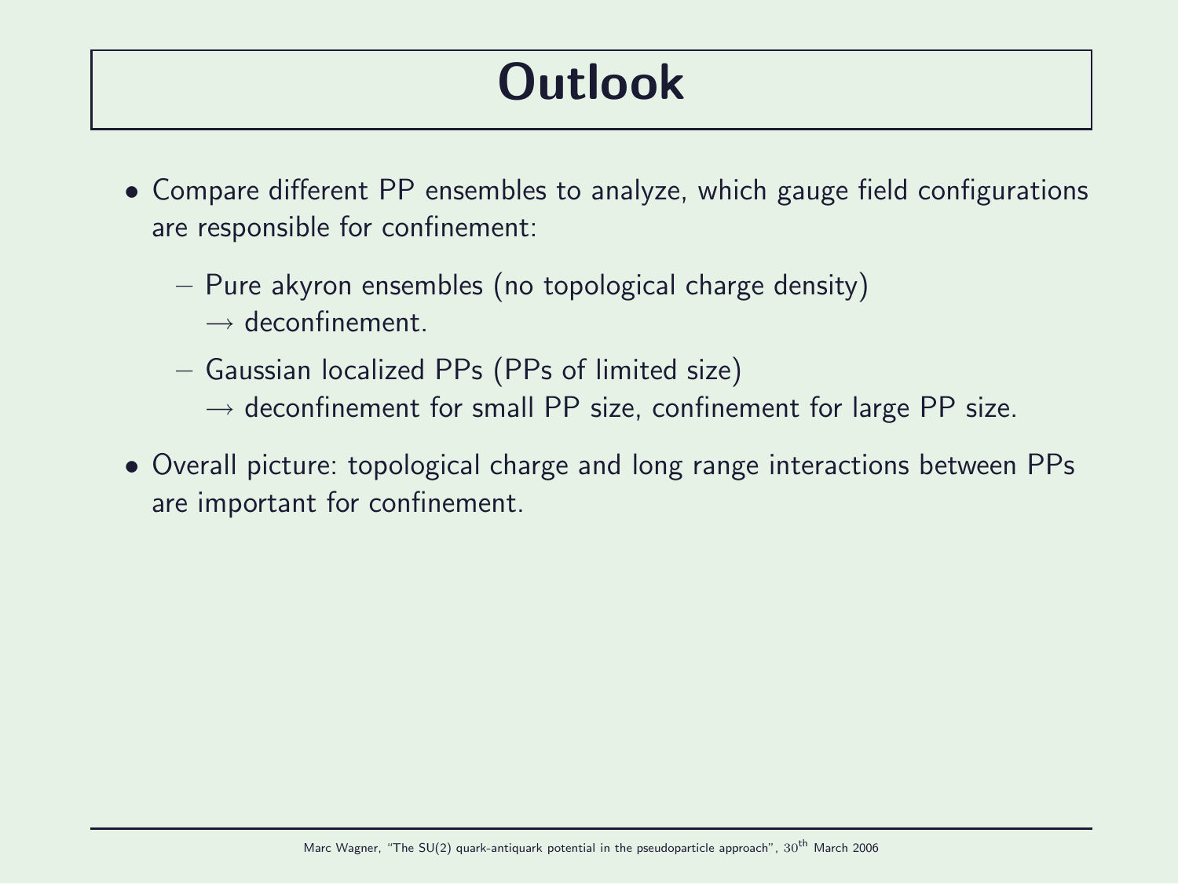# Outlook

- Compare different PP ensembles to analyze, which gauge field configurations are responsible for confinement:
  - Pure akyron ensembles (no topological charge density) $\longrightarrow$ deconfinement.
  - Gaussian localized PPs (PPs of limited size) $\longrightarrow$ deconfinement for small PP size, confinement for large PP size.
- Overall picture: topological charge and long range interactions between PPs are important for confinement.